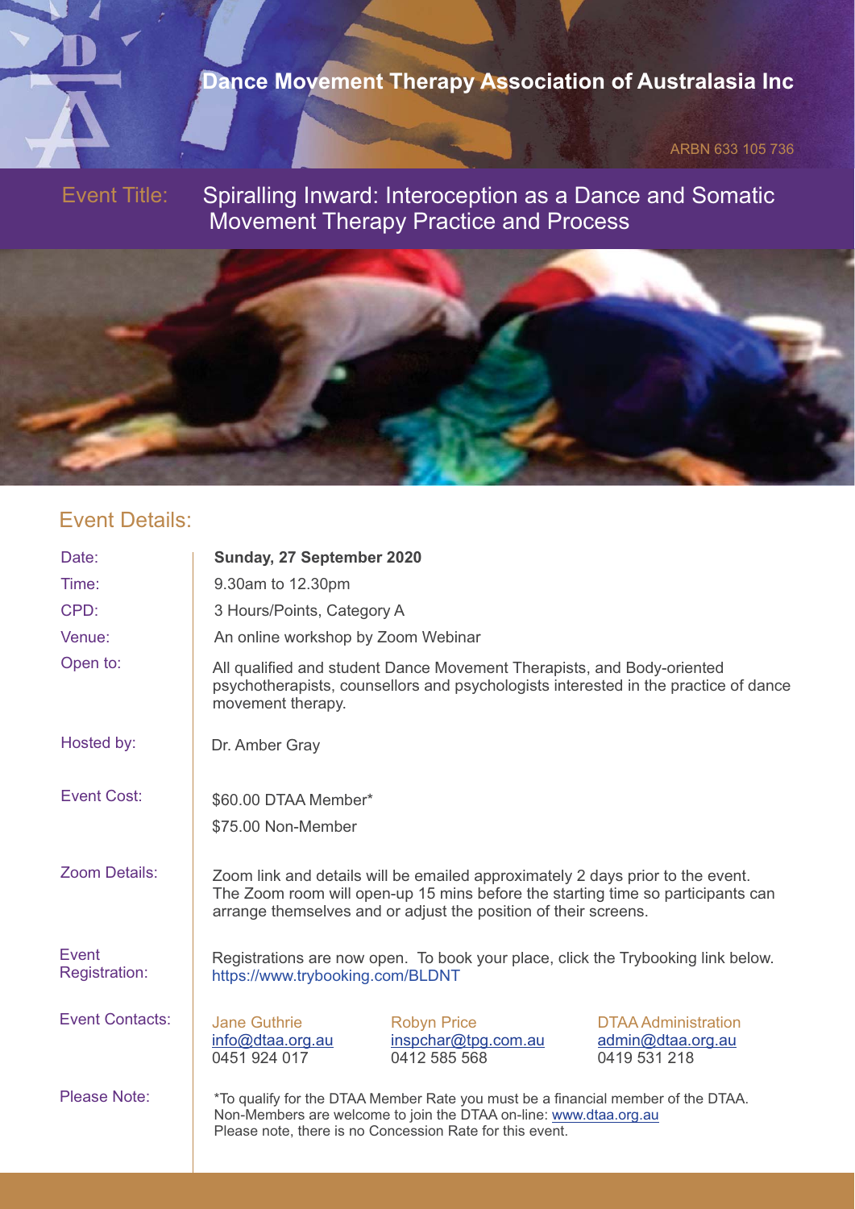# Dance Movement Therapy Association of Australasia Inc

ARBN 633 105 736

**Event Title:** Spiralling Inward: Interoception as a Dance and Somatic Movement Therapy Practice and Process

## Event Details:

| | |
|---|---|
| Date: | **Sunday, 27 September 2020** |
| Time: | 9.30am to 12.30pm |
| CPD: | 3 Hours/Points, Category A |
| Venue: | An online workshop by Zoom Webinar |
| Open to: | All qualified and student Dance Movement Therapists, and Body-oriented psychotherapists, counsellors and psychologists interested in the practice of dance movement therapy. |
| Hosted by: | Dr. Amber Gray |
| Event Cost: | $60.00 DTAA Member*<br>$75.00 Non-Member |
| Zoom Details: | Zoom link and details will be emailed approximately 2 days prior to the event. The Zoom room will open-up 15 mins before the starting time so participants can arrange themselves and or adjust the position of their screens. |
| Event Registration: | Registrations are now open. To book your place, click the Trybooking link below. https://www.trybooking.com/BLDNT |
| Event Contacts: | Jane Guthrie<br>info@dtaa.org.au<br>0451 924 017<br><br>Robyn Price<br>inspchar@tpg.com.au<br>0412 585 568<br><br>DTAA Administration<br>admin@dtaa.org.au<br>0419 531 218 |
| Please Note: | *To qualify for the DTAA Member Rate you must be a financial member of the DTAA. Non-Members are welcome to join the DTAA on-line: www.dtaa.org.au<br>Please note, there is no Concession Rate for this event. |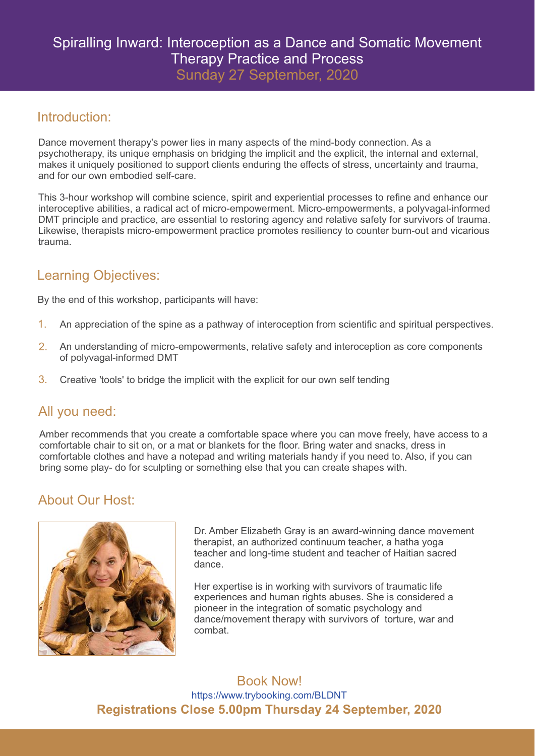# Spiralling Inward: Interoception as a Dance and Somatic Movement Therapy Practice and Process

Sunday 27 September, 2020

## Introduction:

Dance movement therapy's power lies in many aspects of the mind-body connection. As a psychotherapy, its unique emphasis on bridging the implicit and the explicit, the internal and external, makes it uniquely positioned to support clients enduring the effects of stress, uncertainty and trauma, and for our own embodied self-care.

This 3-hour workshop will combine science, spirit and experiential processes to refine and enhance our interoceptive abilities, a radical act of micro-empowerment. Micro-empowerments, a polyvagal-informed DMT principle and practice, are essential to restoring agency and relative safety for survivors of trauma. Likewise, therapists micro-empowerment practice promotes resiliency to counter burn-out and vicarious trauma.

## Learning Objectives:

By the end of this workshop, participants will have:

1. An appreciation of the spine as a pathway of interoception from scientific and spiritual perspectives.
2. An understanding of micro-empowerments, relative safety and interoception as core components of polyvagal-informed DMT
3. Creative 'tools' to bridge the implicit with the explicit for our own self tending

## All you need:

Amber recommends that you create a comfortable space where you can move freely, have access to a comfortable chair to sit on, or a mat or blankets for the floor. Bring water and snacks, dress in comfortable clothes and have a notepad and writing materials handy if you need to. Also, if you can bring some play- do for sculpting or something else that you can create shapes with.

## About Our Host:

Dr. Amber Elizabeth Gray is an award-winning dance movement therapist, an authorized continuum teacher, a hatha yoga teacher and long-time student and teacher of Haitian sacred dance.

Her expertise is in working with survivors of traumatic life experiences and human rights abuses. She is considered a pioneer in the integration of somatic psychology and dance/movement therapy with survivors of torture, war and combat.

## Book Now!

https://www.trybooking.com/BLDNT

**Registrations Close 5.00pm Thursday 24 September, 2020**